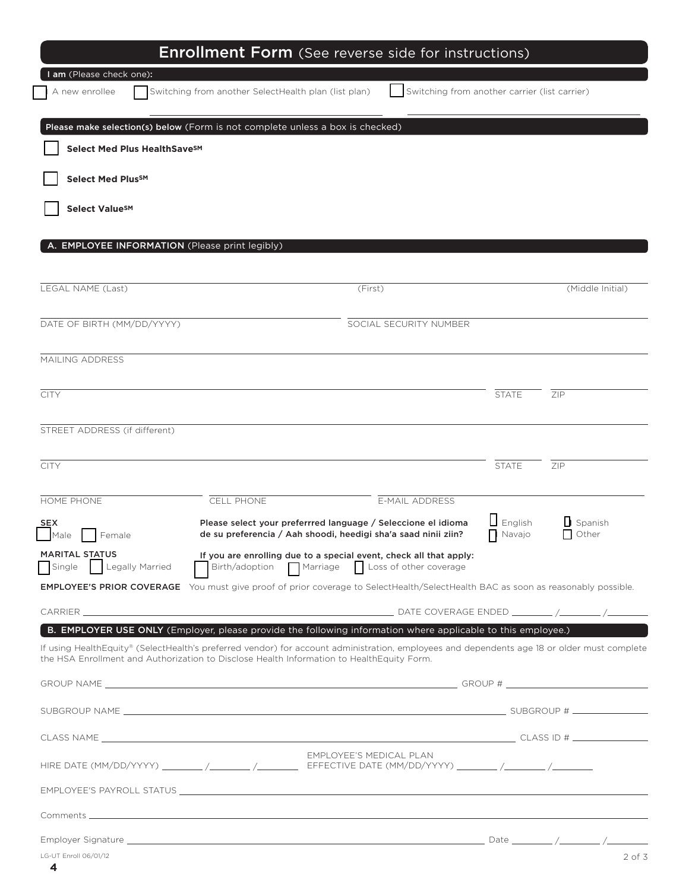# Enrollment Form (See reverse side for instructions)

**I am** (Please check one):

☐ A new enrollee ☐ Switching from another SelectHealth plan (list plan) ☐ Switching from another carrier (list carrier)

______________________ ______________________

**Please make selection(s) below** (Form is not complete unless a box is checked)

☐ **Select Med Plus HealthSave℠**

☐ **Select Med Plus℠**

☐ **Select Value℠**

## A. EMPLOYEE INFORMATION (Please print legibly)

LEGAL NAME (Last) ______________________ (First) ______________________ (Middle Initial) ______

DATE OF BIRTH (MM/DD/YYYY) ______________________ SOCIAL SECURITY NUMBER ______________________

MAILING ADDRESS ______________________

CITY ______________________ STATE ______ ZIP ______

STREET ADDRESS (if different) ______________________

CITY ______________________ STATE ______ ZIP ______

HOME PHONE ______________ CELL PHONE ______________ E-MAIL ADDRESS ______________________

**SEX**
☐ Male ☐ Female

**Please select your preferrred language / Seleccione el idioma de su preferencia / Aah shoodi, heedigi sha'a saad ninii ziin?**
☐ English ☐ Spanish ☐ Navajo ☐ Other

**MARITAL STATUS**
☐ Single ☐ Legally Married

**If you are enrolling due to a special event, check all that apply:**
☐ Birth/adoption ☐ Marriage ☐ Loss of other coverage

**EMPLOYEE'S PRIOR COVERAGE** You must give proof of prior coverage to SelectHealth/SelectHealth BAC as soon as reasonably possible.

CARRIER ______________________ DATE COVERAGE ENDED ______ /______ /______

## B. EMPLOYER USE ONLY (Employer, please provide the following information where applicable to this employee.)

If using HealthEquity® (SelectHealth's preferred vendor) for account administration, employees and dependents age 18 or older must complete the HSA Enrollment and Authorization to Disclose Health Information to HealthEquity Form.

GROUP NAME ______________________ GROUP # ______________

SUBGROUP NAME ______________________ SUBGROUP # ______________

CLASS NAME ______________________ CLASS ID # ______________

HIRE DATE (MM/DD/YYYY) ______ /______ /______ EMPLOYEE'S MEDICAL PLAN EFFECTIVE DATE (MM/DD/YYYY) ______ /______ /______

EMPLOYEE'S PAYROLL STATUS ______________________

Comments ______________________

Employer Signature ______________________ Date ______ /______ /______

LG-UT Enroll 06/01/12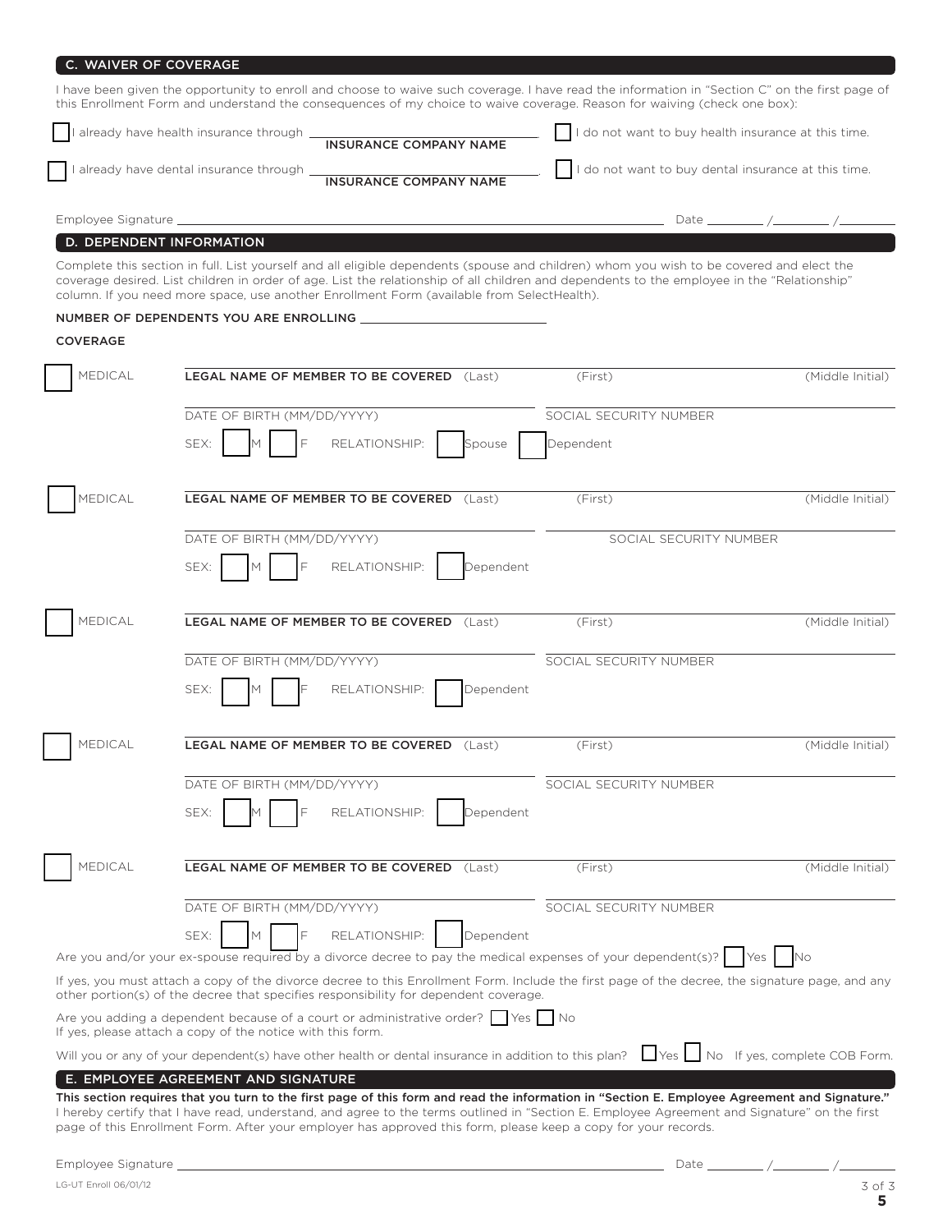## C. WAIVER OF COVERAGE

I have been given the opportunity to enroll and choose to waive such coverage. I have read the information in "Section C" on the first page of this Enrollment Form and understand the consequences of my choice to waive coverage. Reason for waiving (check one box):

☐ I already have health insurance through ______________________ (INSURANCE COMPANY NAME).   ☐ I do not want to buy health insurance at this time.

☐ I already have dental insurance through ______________________ (INSURANCE COMPANY NAME).   ☐ I do not want to buy dental insurance at this time.

Employee Signature ______________________________________________   Date ______ /______ /______

## D. DEPENDENT INFORMATION

Complete this section in full. List yourself and all eligible dependents (spouse and children) whom you wish to be covered and elect the coverage desired. List children in order of age. List the relationship of all children and dependents to the employee in the "Relationship" column. If you need more space, use another Enrollment Form (available from SelectHealth).

NUMBER OF DEPENDENTS YOU ARE ENROLLING ______________________

COVERAGE

☐ MEDICAL

**LEGAL NAME OF MEMBER TO BE COVERED** (Last) ____________ (First) ____________ (Middle Initial) ____

DATE OF BIRTH (MM/DD/YYYY) ____________   SOCIAL SECURITY NUMBER ____________

SEX: ☐ M ☐ F   RELATIONSHIP: ☐ Spouse ☐ Dependent

☐ MEDICAL

**LEGAL NAME OF MEMBER TO BE COVERED** (Last) ____________ (First) ____________ (Middle Initial) ____

DATE OF BIRTH (MM/DD/YYYY) ____________   SOCIAL SECURITY NUMBER ____________

SEX: ☐ M ☐ F   RELATIONSHIP: ☐ Dependent

☐ MEDICAL

**LEGAL NAME OF MEMBER TO BE COVERED** (Last) ____________ (First) ____________ (Middle Initial) ____

DATE OF BIRTH (MM/DD/YYYY) ____________   SOCIAL SECURITY NUMBER ____________

SEX: ☐ M ☐ F   RELATIONSHIP: ☐ Dependent

☐ MEDICAL

**LEGAL NAME OF MEMBER TO BE COVERED** (Last) ____________ (First) ____________ (Middle Initial) ____

DATE OF BIRTH (MM/DD/YYYY) ____________   SOCIAL SECURITY NUMBER ____________

SEX: ☐ M ☐ F   RELATIONSHIP: ☐ Dependent

☐ MEDICAL

**LEGAL NAME OF MEMBER TO BE COVERED** (Last) ____________ (First) ____________ (Middle Initial) ____

DATE OF BIRTH (MM/DD/YYYY) ____________   SOCIAL SECURITY NUMBER ____________

SEX: ☐ M ☐ F   RELATIONSHIP: ☐ Dependent

Are you and/or your ex-spouse required by a divorce decree to pay the medical expenses of your dependent(s)? ☐ Yes ☐ No

If yes, you must attach a copy of the divorce decree to this Enrollment Form. Include the first page of the decree, the signature page, and any other portion(s) of the decree that specifies responsibility for dependent coverage.

Are you adding a dependent because of a court or administrative order? ☐ Yes ☐ No
If yes, please attach a copy of the notice with this form.

Will you or any of your dependent(s) have other health or dental insurance in addition to this plan? ☐ Yes ☐ No If yes, complete COB Form.

## E. EMPLOYEE AGREEMENT AND SIGNATURE

**This section requires that you turn to the first page of this form and read the information in "Section E. Employee Agreement and Signature."** I hereby certify that I have read, understand, and agree to the terms outlined in "Section E. Employee Agreement and Signature" on the first page of this Enrollment Form. After your employer has approved this form, please keep a copy for your records.

Employee Signature ______________________________________________   Date ______ /______ /______

LG-UT Enroll 06/01/12